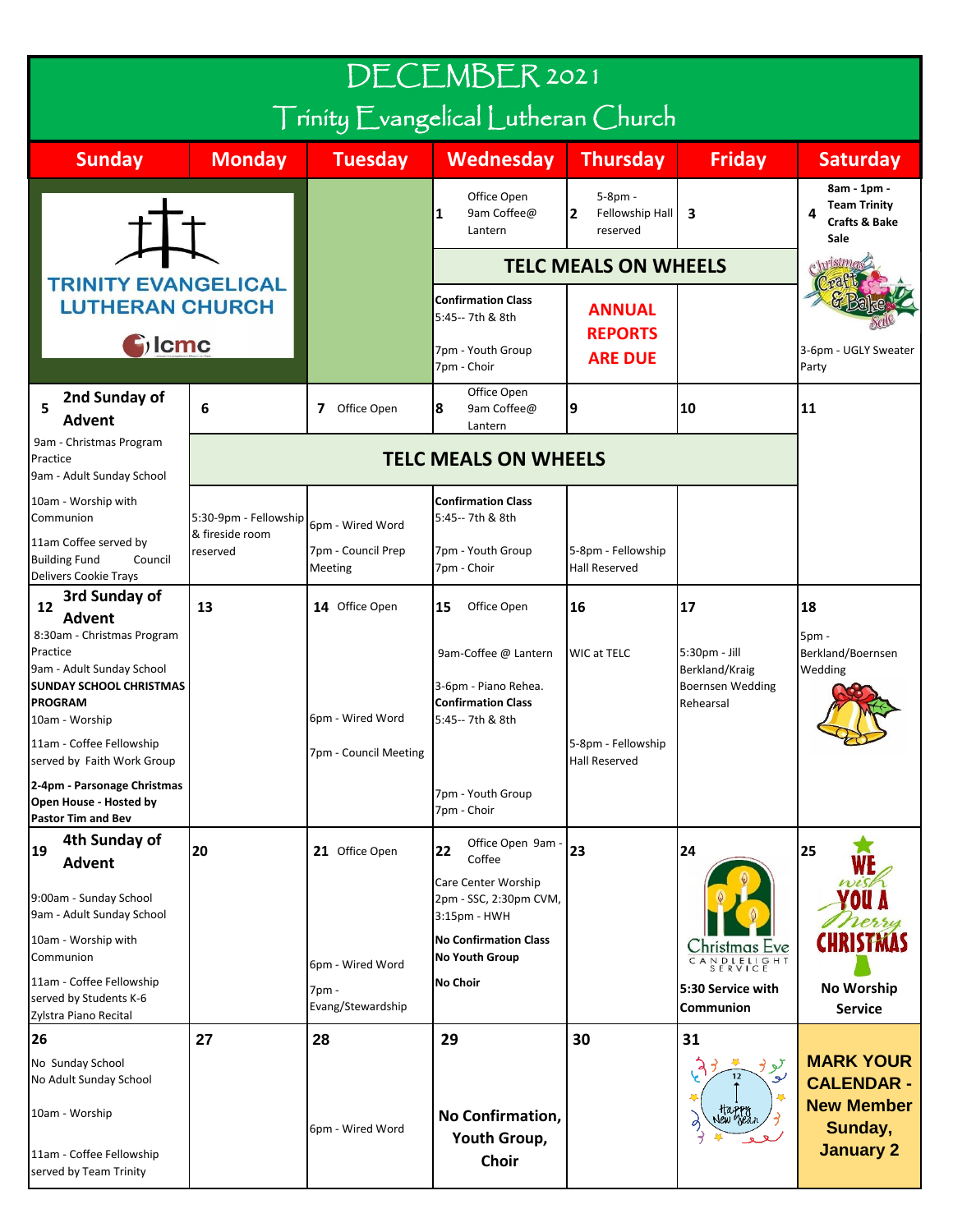# DECEMBER 2021

## Trinity Evangelical Lutheran Church

| Sunday | Monday | Tuesday | Wednesday | Thursday | Friday | Saturday |
|---|---|---|---|---|---|---|
| TRINITY EVANGELICAL LUTHERAN CHURCH lcmc | | | **1** Office Open 9am Coffee@ Lantern<br>TELC MEALS ON WHEELS<br>**Confirmation Class** 5:45-- 7th & 8th<br>7pm - Youth Group<br>7pm - Choir | **2** 5-8pm - Fellowship Hall reserved<br>TELC MEALS ON WHEELS<br>ANNUAL REPORTS ARE DUE | **3**<br>TELC MEALS ON WHEELS | **4** **8am - 1pm - Team Trinity Crafts & Bake Sale**<br>3-6pm - UGLY Sweater Party |
| **5** **2nd Sunday of Advent**<br>9am - Christmas Program Practice<br>9am - Adult Sunday School<br>10am - Worship with Communion<br>11am Coffee served by Building Fund Council<br>Delivers Cookie Trays | **6**<br>TELC MEALS ON WHEELS<br>5:30-9pm - Fellowship & fireside room reserved | **7** Office Open<br>TELC MEALS ON WHEELS<br>6pm - Wired Word<br>7pm - Council Prep Meeting | **8** Office Open 9am Coffee@ Lantern<br>TELC MEALS ON WHEELS<br>**Confirmation Class** 5:45-- 7th & 8th<br>7pm - Youth Group<br>7pm - Choir | **9**<br>TELC MEALS ON WHEELS<br>5-8pm - Fellowship Hall Reserved | **10**<br>TELC MEALS ON WHEELS | **11** |
| **12** **3rd Sunday of Advent**<br>8:30am - Christmas Program Practice<br>9am - Adult Sunday School<br>**SUNDAY SCHOOL CHRISTMAS PROGRAM**<br>10am - Worship<br>11am - Coffee Fellowship served by Faith Work Group<br>**2-4pm - Parsonage Christmas Open House - Hosted by Pastor Tim and Bev** | **13** | **14** Office Open<br>6pm - Wired Word<br>7pm - Council Meeting | **15** Office Open<br>9am-Coffee @ Lantern<br>3-6pm - Piano Rehea.<br>**Confirmation Class** 5:45-- 7th & 8th<br>7pm - Youth Group<br>7pm - Choir | **16**<br>WIC at TELC<br>5-8pm - Fellowship Hall Reserved | **17**<br>5:30pm - Jill Berkland/Kraig Boernsen Wedding Rehearsal | **18**<br>5pm - Berkland/Boernsen Wedding |
| **19** **4th Sunday of Advent**<br>9:00am - Sunday School<br>9am - Adult Sunday School<br>10am - Worship with Communion<br>11am - Coffee Fellowship served by Students K-6<br>Zylstra Piano Recital | **20** | **21** Office Open<br>6pm - Wired Word<br>7pm - Evang/Stewardship | **22** Office Open 9am - Coffee<br>Care Center Worship 2pm - SSC, 2:30pm CVM, 3:15pm - HWH<br>**No Confirmation Class**<br>**No Youth Group**<br>**No Choir** | **23** | **24**<br>Christmas Eve CANDLELIGHT SERVICE<br>**5:30 Service with Communion** | **25**<br>WE wish YOU A Merry CHRISTMAS<br>**No Worship Service** |
| **26**<br>No Sunday School<br>No Adult Sunday School<br>10am - Worship<br>11am - Coffee Fellowship served by Team Trinity | **27** | **28**<br>6pm - Wired Word | **29**<br>**No Confirmation, Youth Group, Choir** | **30** | **31**<br>Happy New Year | **MARK YOUR CALENDAR - New Member Sunday, January 2** |